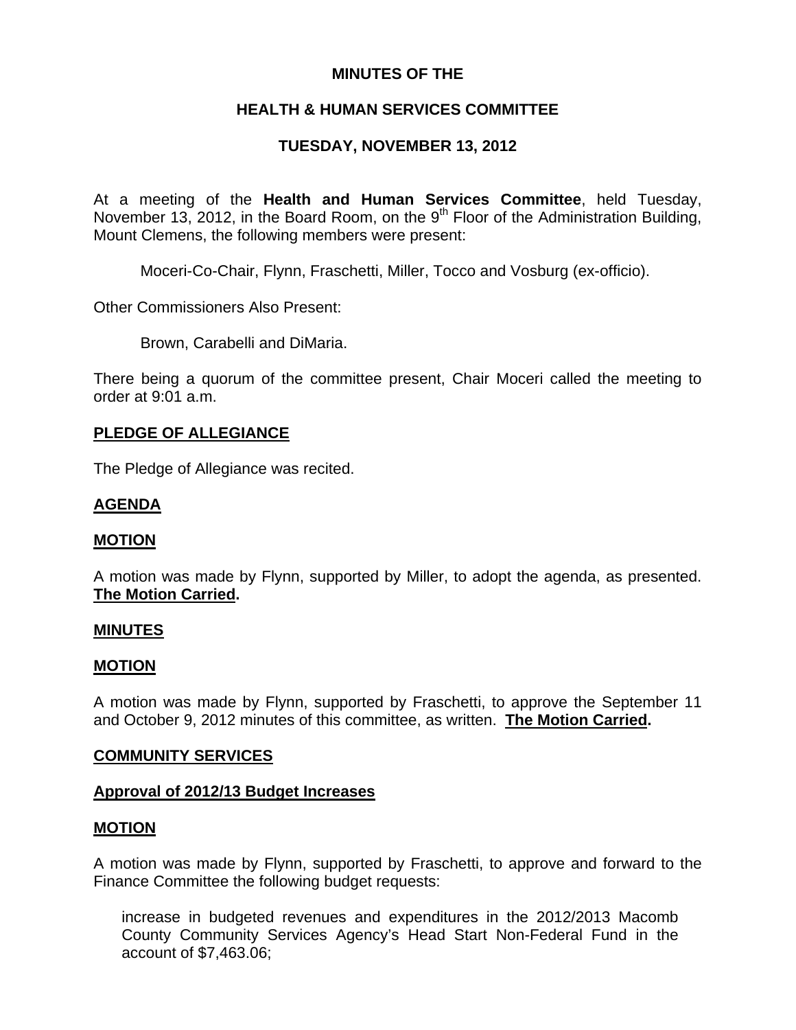**MINUTES OF THE**

**HEALTH & HUMAN SERVICES COMMITTEE**

**TUESDAY, NOVEMBER 13, 2012**

At a meeting of the **Health and Human Services Committee**, held Tuesday, November 13, 2012, in the Board Room, on the 9th Floor of the Administration Building, Mount Clemens, the following members were present:

Moceri-Co-Chair, Flynn, Fraschetti, Miller, Tocco and Vosburg (ex-officio).

Other Commissioners Also Present:

Brown, Carabelli and DiMaria.

There being a quorum of the committee present, Chair Moceri called the meeting to order at 9:01 a.m.

**PLEDGE OF ALLEGIANCE**

The Pledge of Allegiance was recited.

**AGENDA**

**MOTION**

A motion was made by Flynn, supported by Miller, to adopt the agenda, as presented. **The Motion Carried.**

**MINUTES**

**MOTION**

A motion was made by Flynn, supported by Fraschetti, to approve the September 11 and October 9, 2012 minutes of this committee, as written. **The Motion Carried.**

**COMMUNITY SERVICES**

**Approval of 2012/13 Budget Increases**

**MOTION**

A motion was made by Flynn, supported by Fraschetti, to approve and forward to the Finance Committee the following budget requests:

increase in budgeted revenues and expenditures in the 2012/2013 Macomb County Community Services Agency's Head Start Non-Federal Fund in the account of $7,463.06;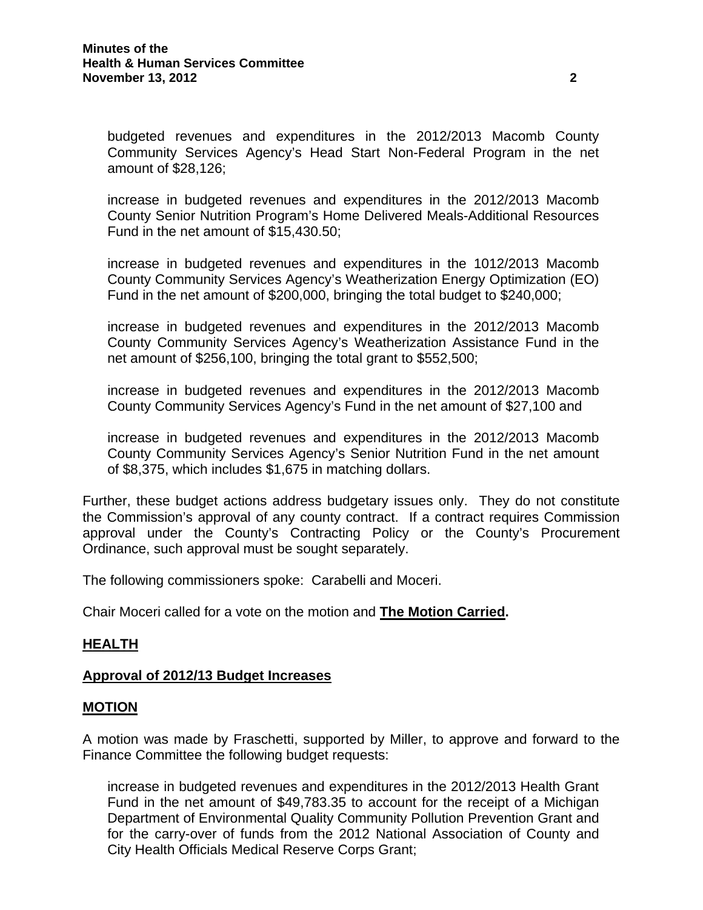budgeted revenues and expenditures in the 2012/2013 Macomb County Community Services Agency's Head Start Non-Federal Program in the net amount of $28,126;

increase in budgeted revenues and expenditures in the 2012/2013 Macomb County Senior Nutrition Program's Home Delivered Meals-Additional Resources Fund in the net amount of $15,430.50;

increase in budgeted revenues and expenditures in the 1012/2013 Macomb County Community Services Agency's Weatherization Energy Optimization (EO) Fund in the net amount of $200,000, bringing the total budget to $240,000;

increase in budgeted revenues and expenditures in the 2012/2013 Macomb County Community Services Agency's Weatherization Assistance Fund in the net amount of $256,100, bringing the total grant to $552,500;

increase in budgeted revenues and expenditures in the 2012/2013 Macomb County Community Services Agency's Fund in the net amount of $27,100 and

increase in budgeted revenues and expenditures in the 2012/2013 Macomb County Community Services Agency's Senior Nutrition Fund in the net amount of $8,375, which includes $1,675 in matching dollars.

Further, these budget actions address budgetary issues only. They do not constitute the Commission's approval of any county contract. If a contract requires Commission approval under the County's Contracting Policy or the County's Procurement Ordinance, such approval must be sought separately.

The following commissioners spoke: Carabelli and Moceri.

Chair Moceri called for a vote on the motion and **The Motion Carried.**

**HEALTH**

**Approval of 2012/13 Budget Increases**

**MOTION**

A motion was made by Fraschetti, supported by Miller, to approve and forward to the Finance Committee the following budget requests:

increase in budgeted revenues and expenditures in the 2012/2013 Health Grant Fund in the net amount of $49,783.35 to account for the receipt of a Michigan Department of Environmental Quality Community Pollution Prevention Grant and for the carry-over of funds from the 2012 National Association of County and City Health Officials Medical Reserve Corps Grant;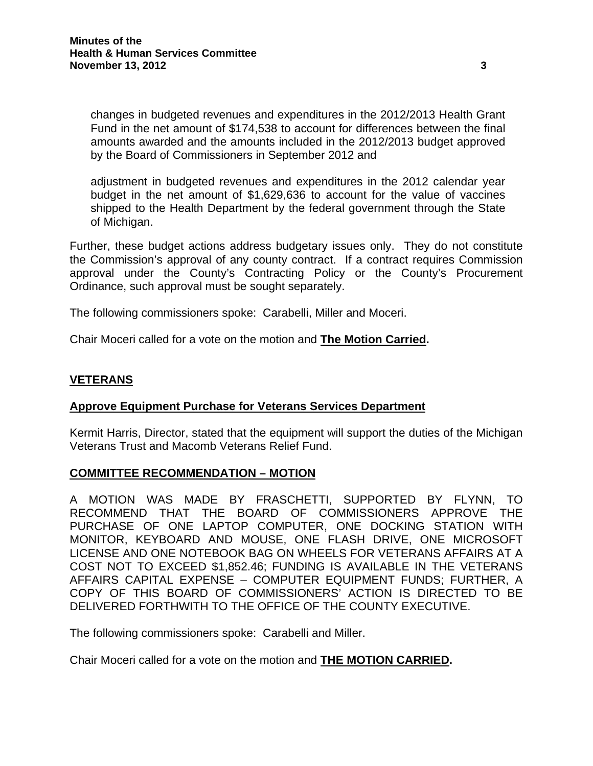changes in budgeted revenues and expenditures in the 2012/2013 Health Grant Fund in the net amount of $174,538 to account for differences between the final amounts awarded and the amounts included in the 2012/2013 budget approved by the Board of Commissioners in September 2012 and

adjustment in budgeted revenues and expenditures in the 2012 calendar year budget in the net amount of $1,629,636 to account for the value of vaccines shipped to the Health Department by the federal government through the State of Michigan.

Further, these budget actions address budgetary issues only. They do not constitute the Commission's approval of any county contract. If a contract requires Commission approval under the County's Contracting Policy or the County's Procurement Ordinance, such approval must be sought separately.

The following commissioners spoke: Carabelli, Miller and Moceri.

Chair Moceri called for a vote on the motion and **The Motion Carried.**

## VETERANS

### Approve Equipment Purchase for Veterans Services Department

Kermit Harris, Director, stated that the equipment will support the duties of the Michigan Veterans Trust and Macomb Veterans Relief Fund.

### COMMITTEE RECOMMENDATION – MOTION

A MOTION WAS MADE BY FRASCHETTI, SUPPORTED BY FLYNN, TO RECOMMEND THAT THE BOARD OF COMMISSIONERS APPROVE THE PURCHASE OF ONE LAPTOP COMPUTER, ONE DOCKING STATION WITH MONITOR, KEYBOARD AND MOUSE, ONE FLASH DRIVE, ONE MICROSOFT LICENSE AND ONE NOTEBOOK BAG ON WHEELS FOR VETERANS AFFAIRS AT A COST NOT TO EXCEED $1,852.46; FUNDING IS AVAILABLE IN THE VETERANS AFFAIRS CAPITAL EXPENSE – COMPUTER EQUIPMENT FUNDS; FURTHER, A COPY OF THIS BOARD OF COMMISSIONERS' ACTION IS DIRECTED TO BE DELIVERED FORTHWITH TO THE OFFICE OF THE COUNTY EXECUTIVE.

The following commissioners spoke: Carabelli and Miller.

Chair Moceri called for a vote on the motion and **THE MOTION CARRIED.**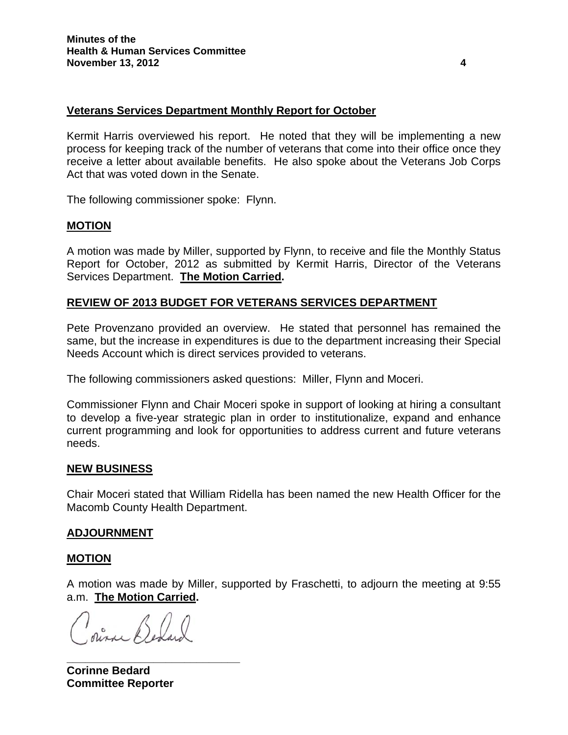**Veterans Services Department Monthly Report for October**

Kermit Harris overviewed his report. He noted that they will be implementing a new process for keeping track of the number of veterans that come into their office once they receive a letter about available benefits. He also spoke about the Veterans Job Corps Act that was voted down in the Senate.

The following commissioner spoke: Flynn.

**MOTION**

A motion was made by Miller, supported by Flynn, to receive and file the Monthly Status Report for October, 2012 as submitted by Kermit Harris, Director of the Veterans Services Department. **The Motion Carried.**

**REVIEW OF 2013 BUDGET FOR VETERANS SERVICES DEPARTMENT**

Pete Provenzano provided an overview. He stated that personnel has remained the same, but the increase in expenditures is due to the department increasing their Special Needs Account which is direct services provided to veterans.

The following commissioners asked questions: Miller, Flynn and Moceri.

Commissioner Flynn and Chair Moceri spoke in support of looking at hiring a consultant to develop a five-year strategic plan in order to institutionalize, expand and enhance current programming and look for opportunities to address current and future veterans needs.

**NEW BUSINESS**

Chair Moceri stated that William Ridella has been named the new Health Officer for the Macomb County Health Department.

**ADJOURNMENT**

**MOTION**

A motion was made by Miller, supported by Fraschetti, to adjourn the meeting at 9:55 a.m. **The Motion Carried.**

**Corinne Bedard**
**Committee Reporter**